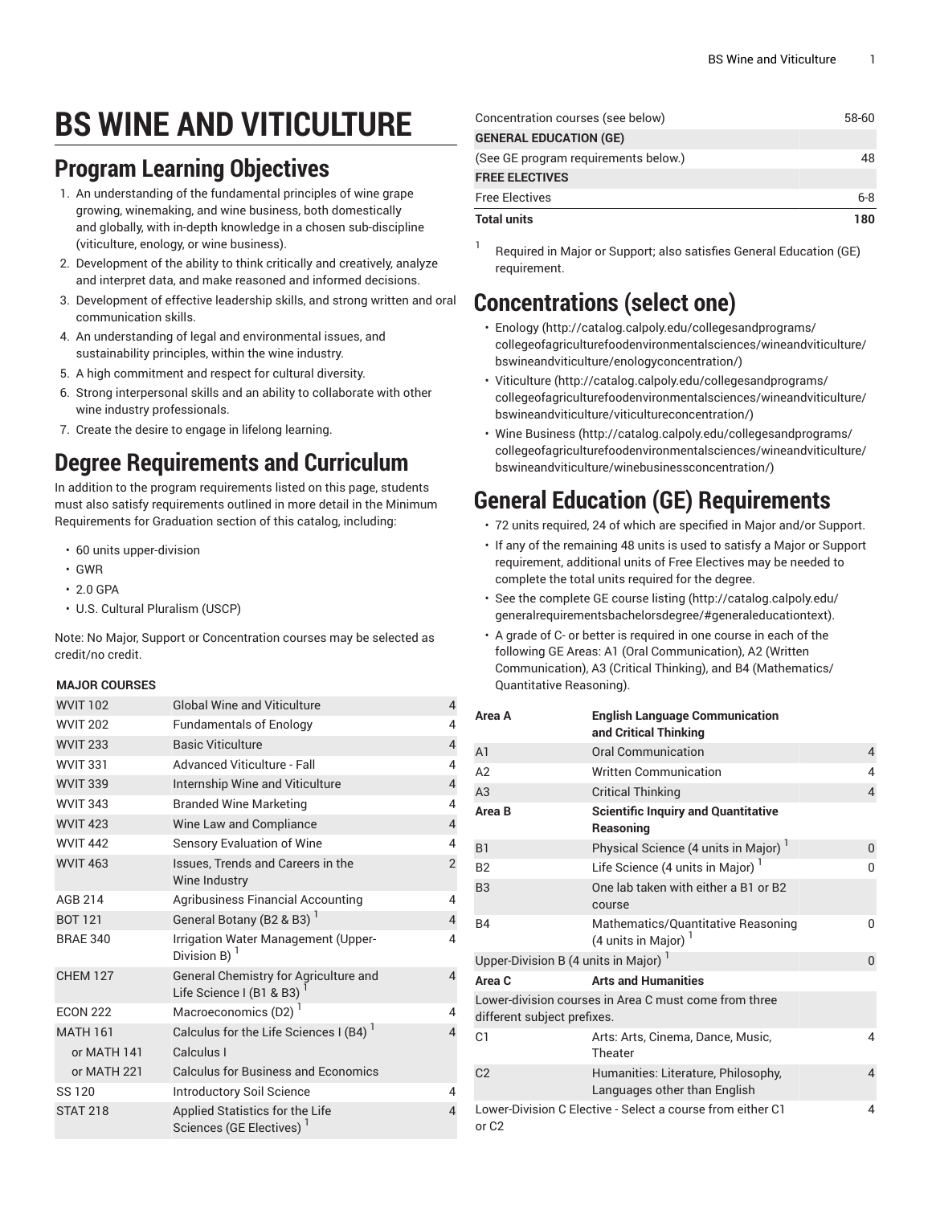# BS WINE AND VITICULTURE

## Program Learning Objectives

1. An understanding of the fundamental principles of wine grape growing, winemaking, and wine business, both domestically and globally, with in-depth knowledge in a chosen sub-discipline (viticulture, enology, or wine business).
2. Development of the ability to think critically and creatively, analyze and interpret data, and make reasoned and informed decisions.
3. Development of effective leadership skills, and strong written and oral communication skills.
4. An understanding of legal and environmental issues, and sustainability principles, within the wine industry.
5. A high commitment and respect for cultural diversity.
6. Strong interpersonal skills and an ability to collaborate with other wine industry professionals.
7. Create the desire to engage in lifelong learning.

## Degree Requirements and Curriculum

In addition to the program requirements listed on this page, students must also satisfy requirements outlined in more detail in the Minimum Requirements for Graduation section of this catalog, including:

- 60 units upper-division
- GWR
- 2.0 GPA
- U.S. Cultural Pluralism (USCP)

Note: No Major, Support or Concentration courses may be selected as credit/no credit.

| MAJOR COURSES | | |
|---|---|---|
| WVIT 102 | Global Wine and Viticulture | 4 |
| WVIT 202 | Fundamentals of Enology | 4 |
| WVIT 233 | Basic Viticulture | 4 |
| WVIT 331 | Advanced Viticulture - Fall | 4 |
| WVIT 339 | Internship Wine and Viticulture | 4 |
| WVIT 343 | Branded Wine Marketing | 4 |
| WVIT 423 | Wine Law and Compliance | 4 |
| WVIT 442 | Sensory Evaluation of Wine | 4 |
| WVIT 463 | Issues, Trends and Careers in the Wine Industry | 2 |
| AGB 214 | Agribusiness Financial Accounting | 4 |
| BOT 121 | General Botany (B2 & B3) [1] | 4 |
| BRAE 340 | Irrigation Water Management (Upper-Division B) [1] | 4 |
| CHEM 127 | General Chemistry for Agriculture and Life Science I (B1 & B3) [1] | 4 |
| ECON 222 | Macroeconomics (D2) [1] | 4 |
| MATH 161 | Calculus for the Life Sciences I (B4) [1] | 4 |
| or MATH 141 | Calculus I | |
| or MATH 221 | Calculus for Business and Economics | |
| SS 120 | Introductory Soil Science | 4 |
| STAT 218 | Applied Statistics for the Life Sciences (GE Electives) [1] | 4 |
| Concentration courses (see below) | | 58-60 |
| **GENERAL EDUCATION (GE)** | | |
| (See GE program requirements below.) | | 48 |
| **FREE ELECTIVES** | | |
| Free Electives | | 6-8 |
| **Total units** | | **180** |

[1] Required in Major or Support; also satisfies General Education (GE) requirement.

## Concentrations (select one)

- Enology (http://catalog.calpoly.edu/collegesandprograms/collegeofagriculturefoodenvironmentalsciences/wineandviticulture/bswineandviticulture/enologyconcentration/)
- Viticulture (http://catalog.calpoly.edu/collegesandprograms/collegeofagriculturefoodenvironmentalsciences/wineandviticulture/bswineandviticulture/viticultureconcentration/)
- Wine Business (http://catalog.calpoly.edu/collegesandprograms/collegeofagriculturefoodenvironmentalsciences/wineandviticulture/bswineandviticulture/winebusinessconcentration/)

## General Education (GE) Requirements

- 72 units required, 24 of which are specified in Major and/or Support.
- If any of the remaining 48 units is used to satisfy a Major or Support requirement, additional units of Free Electives may be needed to complete the total units required for the degree.
- See the complete GE course listing (http://catalog.calpoly.edu/generalrequirementsbachelorsdegree/#generaleducationtext).
- A grade of C- or better is required in one course in each of the following GE Areas: A1 (Oral Communication), A2 (Written Communication), A3 (Critical Thinking), and B4 (Mathematics/Quantitative Reasoning).

| **Area A** | **English Language Communication and Critical Thinking** | |
|---|---|---|
| A1 | Oral Communication | 4 |
| A2 | Written Communication | 4 |
| A3 | Critical Thinking | 4 |
| **Area B** | **Scientific Inquiry and Quantitative Reasoning** | |
| B1 | Physical Science (4 units in Major) [1] | 0 |
| B2 | Life Science (4 units in Major) [1] | 0 |
| B3 | One lab taken with either a B1 or B2 course | |
| B4 | Mathematics/Quantitative Reasoning (4 units in Major) [1] | 0 |
| Upper-Division B (4 units in Major) [1] | | 0 |
| **Area C** | **Arts and Humanities** | |
| Lower-division courses in Area C must come from three different subject prefixes. | | |
| C1 | Arts: Arts, Cinema, Dance, Music, Theater | 4 |
| C2 | Humanities: Literature, Philosophy, Languages other than English | 4 |
| Lower-Division C Elective - Select a course from either C1 or C2 | | 4 |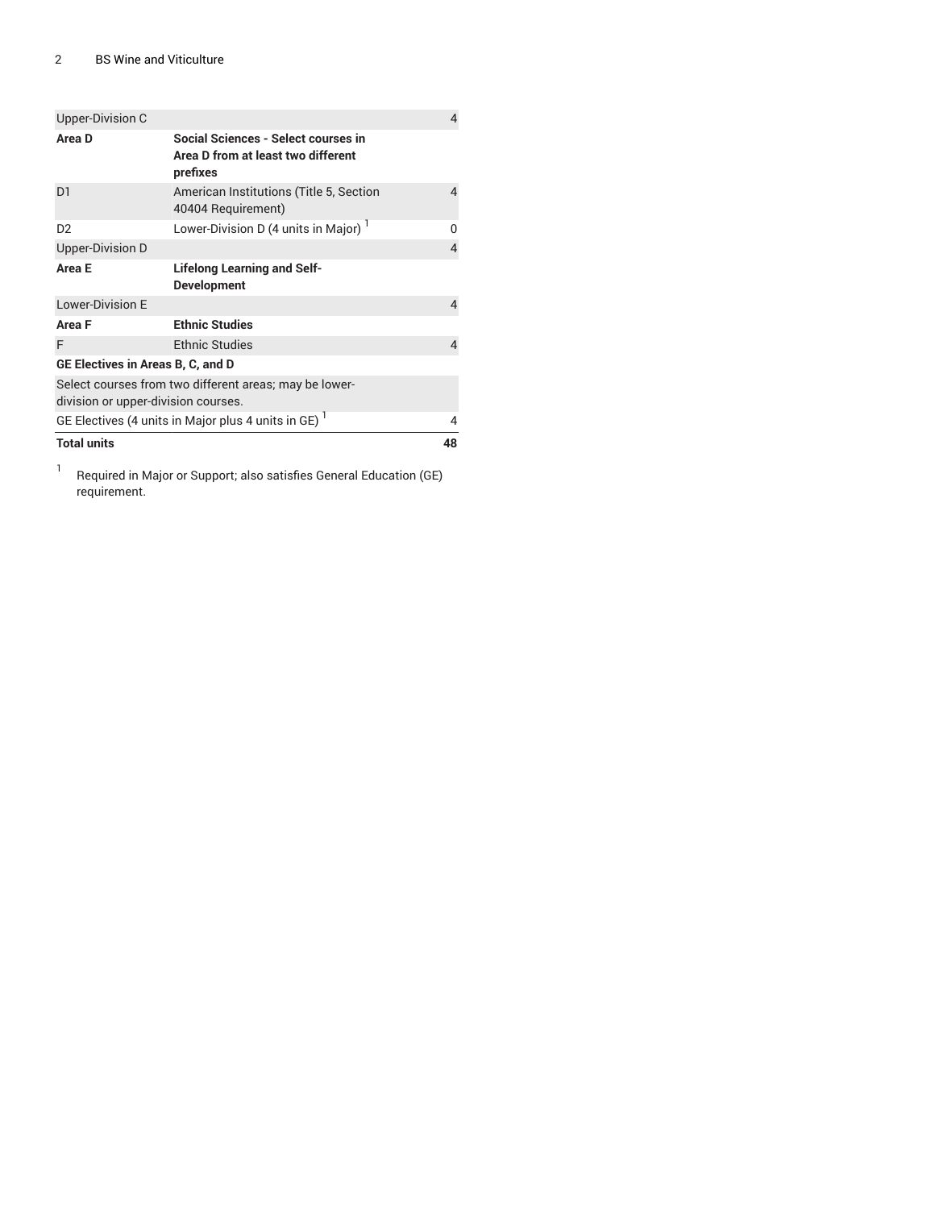| | | |
|---|---|---|
| Upper-Division C | | 4 |
| **Area D** | **Social Sciences - Select courses in Area D from at least two different prefixes** | |
| D1 | American Institutions (Title 5, Section 40404 Requirement) | 4 |
| D2 | Lower-Division D (4 units in Major) [1] | 0 |
| Upper-Division D | | 4 |
| **Area E** | **Lifelong Learning and Self-Development** | |
| Lower-Division E | | 4 |
| **Area F** | **Ethnic Studies** | |
| F | Ethnic Studies | 4 |
| **GE Electives in Areas B, C, and D** | | |
| Select courses from two different areas; may be lower-division or upper-division courses. | | |
| GE Electives (4 units in Major plus 4 units in GE) [1] | | 4 |
| **Total units** | | **48** |

[1] Required in Major or Support; also satisfies General Education (GE) requirement.